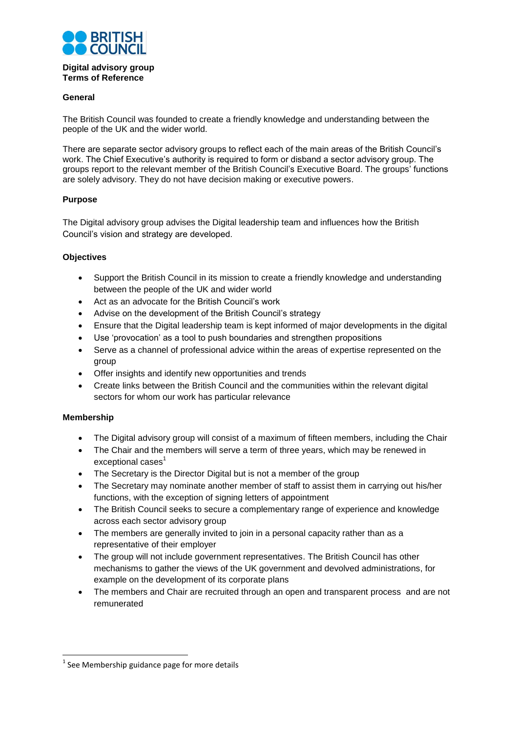BRITISH COUNCIL

**Digital advisory group**
**Terms of Reference**

## General

The British Council was founded to create a friendly knowledge and understanding between the people of the UK and the wider world.

There are separate sector advisory groups to reflect each of the main areas of the British Council's work. The Chief Executive's authority is required to form or disband a sector advisory group. The groups report to the relevant member of the British Council's Executive Board. The groups' functions are solely advisory. They do not have decision making or executive powers.

## Purpose

The Digital advisory group advises the Digital leadership team and influences how the British Council's vision and strategy are developed.

## Objectives

- Support the British Council in its mission to create a friendly knowledge and understanding between the people of the UK and wider world
- Act as an advocate for the British Council's work
- Advise on the development of the British Council's strategy
- Ensure that the Digital leadership team is kept informed of major developments in the digital
- Use 'provocation' as a tool to push boundaries and strengthen propositions
- Serve as a channel of professional advice within the areas of expertise represented on the group
- Offer insights and identify new opportunities and trends
- Create links between the British Council and the communities within the relevant digital sectors for whom our work has particular relevance

## Membership

- The Digital advisory group will consist of a maximum of fifteen members, including the Chair
- The Chair and the members will serve a term of three years, which may be renewed in exceptional cases[1]
- The Secretary is the Director Digital but is not a member of the group
- The Secretary may nominate another member of staff to assist them in carrying out his/her functions, with the exception of signing letters of appointment
- The British Council seeks to secure a complementary range of experience and knowledge across each sector advisory group
- The members are generally invited to join in a personal capacity rather than as a representative of their employer
- The group will not include government representatives. The British Council has other mechanisms to gather the views of the UK government and devolved administrations, for example on the development of its corporate plans
- The members and Chair are recruited through an open and transparent process and are not remunerated

[1] See Membership guidance page for more details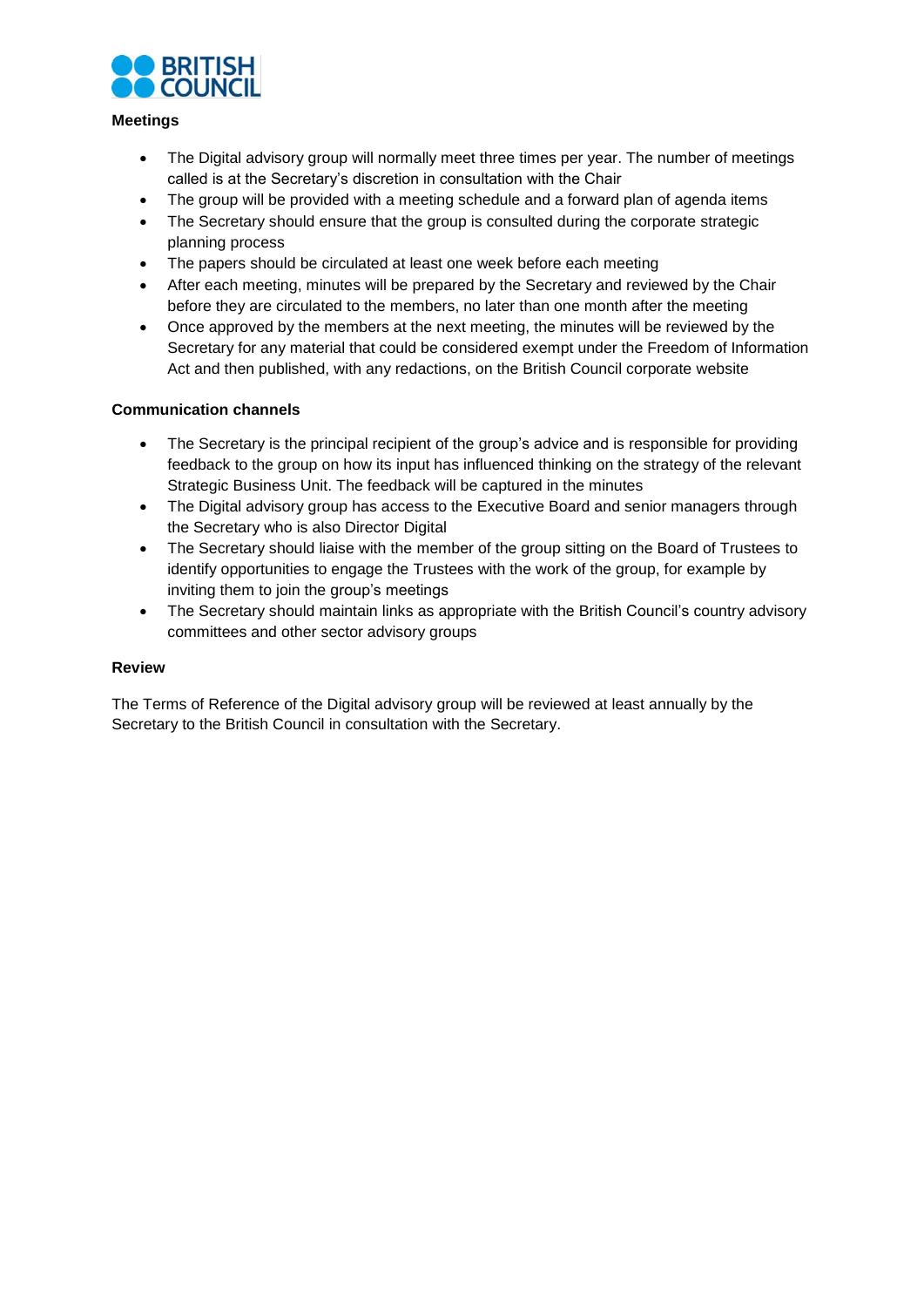**Meetings**

- The Digital advisory group will normally meet three times per year. The number of meetings called is at the Secretary's discretion in consultation with the Chair
- The group will be provided with a meeting schedule and a forward plan of agenda items
- The Secretary should ensure that the group is consulted during the corporate strategic planning process
- The papers should be circulated at least one week before each meeting
- After each meeting, minutes will be prepared by the Secretary and reviewed by the Chair before they are circulated to the members, no later than one month after the meeting
- Once approved by the members at the next meeting, the minutes will be reviewed by the Secretary for any material that could be considered exempt under the Freedom of Information Act and then published, with any redactions, on the British Council corporate website

**Communication channels**

- The Secretary is the principal recipient of the group's advice and is responsible for providing feedback to the group on how its input has influenced thinking on the strategy of the relevant Strategic Business Unit. The feedback will be captured in the minutes
- The Digital advisory group has access to the Executive Board and senior managers through the Secretary who is also Director Digital
- The Secretary should liaise with the member of the group sitting on the Board of Trustees to identify opportunities to engage the Trustees with the work of the group, for example by inviting them to join the group's meetings
- The Secretary should maintain links as appropriate with the British Council's country advisory committees and other sector advisory groups

**Review**

The Terms of Reference of the Digital advisory group will be reviewed at least annually by the Secretary to the British Council in consultation with the Secretary.